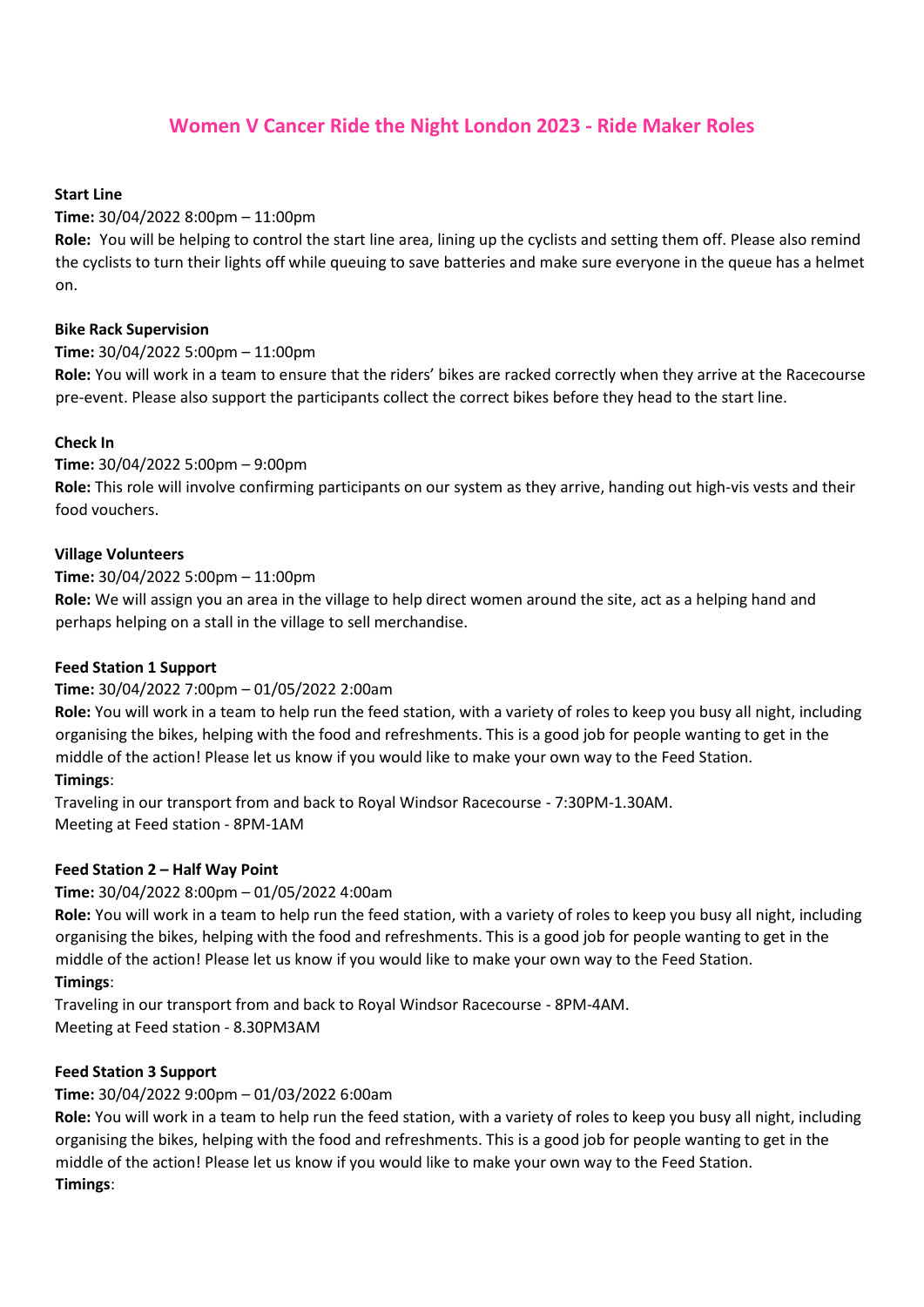# Women V Cancer Ride the Night London 2023 - Ride Maker Roles

**Start Line**

**Time:** 30/04/2022 8:00pm – 11:00pm

**Role:** You will be helping to control the start line area, lining up the cyclists and setting them off. Please also remind the cyclists to turn their lights off while queuing to save batteries and make sure everyone in the queue has a helmet on.

**Bike Rack Supervision**

**Time:** 30/04/2022 5:00pm – 11:00pm

**Role:** You will work in a team to ensure that the riders' bikes are racked correctly when they arrive at the Racecourse pre-event. Please also support the participants collect the correct bikes before they head to the start line.

**Check In**

**Time:** 30/04/2022 5:00pm – 9:00pm

**Role:** This role will involve confirming participants on our system as they arrive, handing out high-vis vests and their food vouchers.

**Village Volunteers**

**Time:** 30/04/2022 5:00pm – 11:00pm

**Role:** We will assign you an area in the village to help direct women around the site, act as a helping hand and perhaps helping on a stall in the village to sell merchandise.

**Feed Station 1 Support**

**Time:** 30/04/2022 7:00pm – 01/05/2022 2:00am

**Role:** You will work in a team to help run the feed station, with a variety of roles to keep you busy all night, including organising the bikes, helping with the food and refreshments. This is a good job for people wanting to get in the middle of the action! Please let us know if you would like to make your own way to the Feed Station.

**Timings**:

Traveling in our transport from and back to Royal Windsor Racecourse - 7:30PM-1.30AM.
Meeting at Feed station - 8PM-1AM

**Feed Station 2 – Half Way Point**

**Time:** 30/04/2022 8:00pm – 01/05/2022 4:00am

**Role:** You will work in a team to help run the feed station, with a variety of roles to keep you busy all night, including organising the bikes, helping with the food and refreshments. This is a good job for people wanting to get in the middle of the action! Please let us know if you would like to make your own way to the Feed Station.

**Timings**:

Traveling in our transport from and back to Royal Windsor Racecourse - 8PM-4AM.
Meeting at Feed station - 8.30PM3AM

**Feed Station 3 Support**

**Time:** 30/04/2022 9:00pm – 01/03/2022 6:00am

**Role:** You will work in a team to help run the feed station, with a variety of roles to keep you busy all night, including organising the bikes, helping with the food and refreshments. This is a good job for people wanting to get in the middle of the action! Please let us know if you would like to make your own way to the Feed Station.

**Timings**: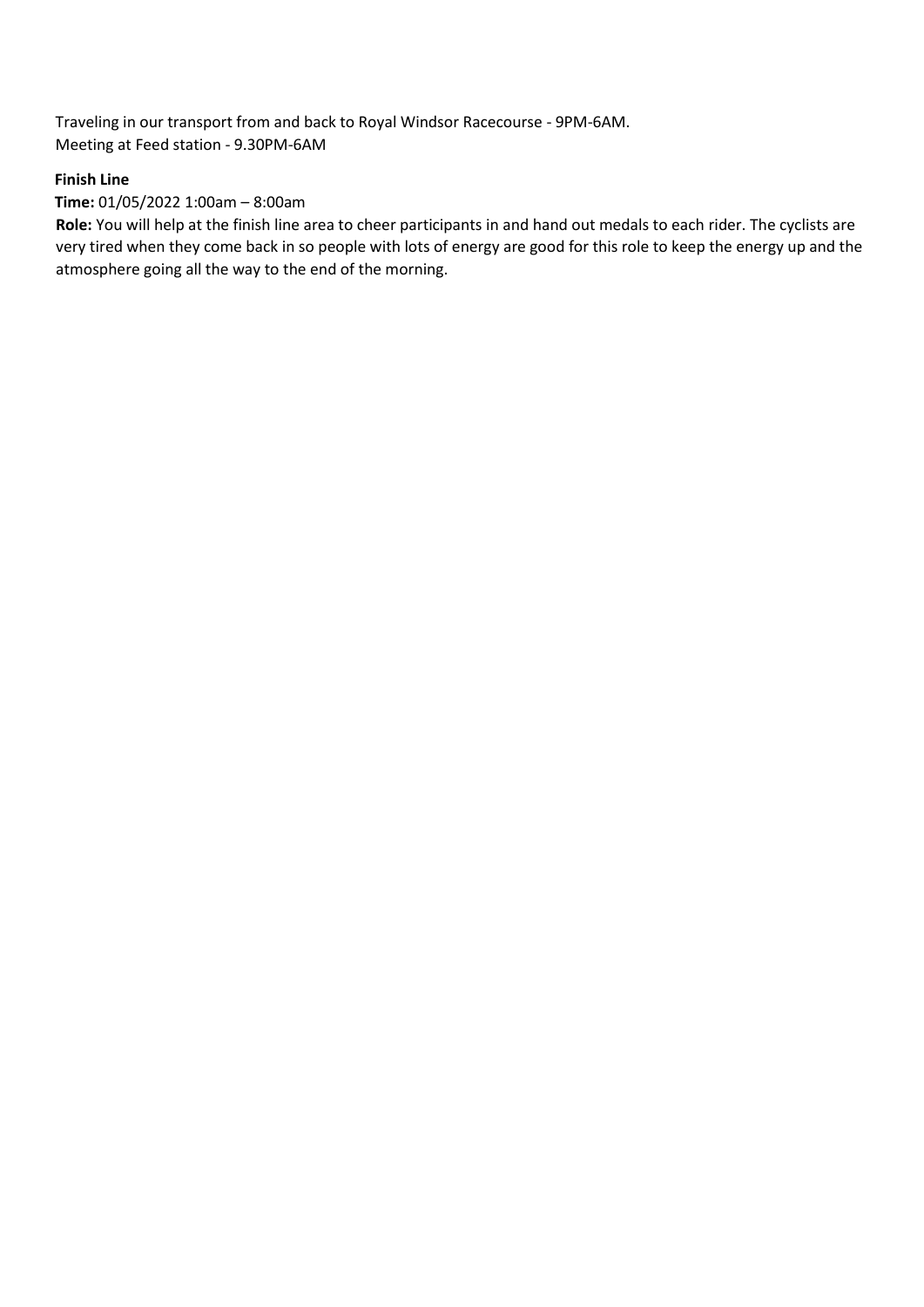Traveling in our transport from and back to Royal Windsor Racecourse - 9PM-6AM.
Meeting at Feed station - 9.30PM-6AM

**Finish Line**

**Time:** 01/05/2022 1:00am – 8:00am

**Role:** You will help at the finish line area to cheer participants in and hand out medals to each rider. The cyclists are very tired when they come back in so people with lots of energy are good for this role to keep the energy up and the atmosphere going all the way to the end of the morning.